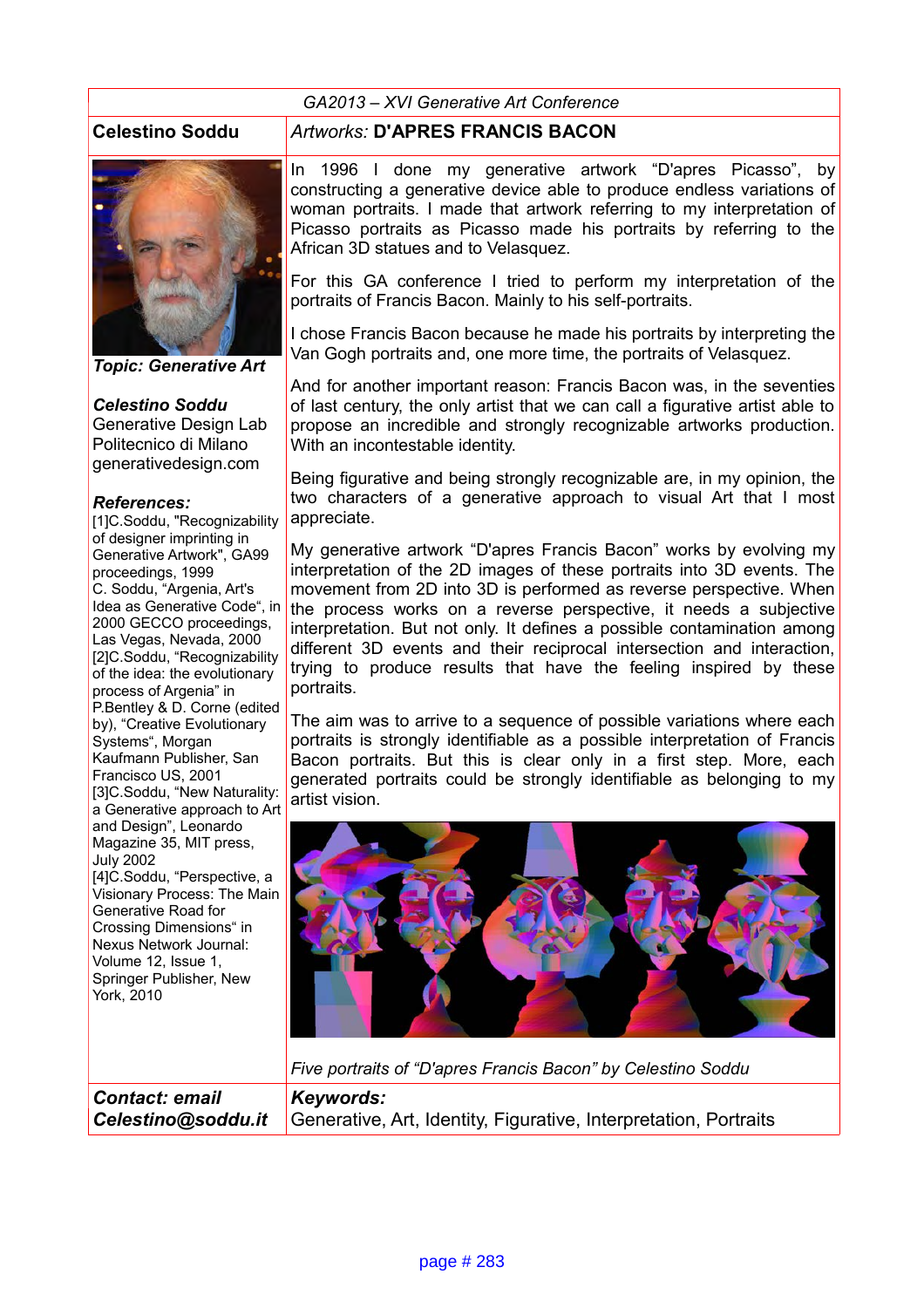GA2013 – XVI Generative Art Conference

**Celestino Soddu** | *Artworks:* **D'APRES FRANCIS BACON**

***Topic: Generative Art***

***Celestino Soddu***
Generative Design Lab
Politecnico di Milano
generativedesign.com

***References:***
[1]C.Soddu, "Recognizability of designer imprinting in Generative Artwork", GA99 proceedings, 1999
C. Soddu, "Argenia, Art's Idea as Generative Code", in 2000 GECCO proceedings, Las Vegas, Nevada, 2000
[2]C.Soddu, "Recognizability of the idea: the evolutionary process of Argenia" in P.Bentley & D. Corne (edited by), "Creative Evolutionary Systems", Morgan Kaufmann Publisher, San Francisco US, 2001
[3]C.Soddu, "New Naturality: a Generative approach to Art and Design", Leonardo Magazine 35, MIT press, July 2002
[4]C.Soddu, "Perspective, a Visionary Process: The Main Generative Road for Crossing Dimensions" in Nexus Network Journal: Volume 12, Issue 1, Springer Publisher, New York, 2010

In 1996 I done my generative artwork "D'apres Picasso", by constructing a generative device able to produce endless variations of woman portraits. I made that artwork referring to my interpretation of Picasso portraits as Picasso made his portraits by referring to the African 3D statues and to Velasquez.

For this GA conference I tried to perform my interpretation of the portraits of Francis Bacon. Mainly to his self-portraits.

I chose Francis Bacon because he made his portraits by interpreting the Van Gogh portraits and, one more time, the portraits of Velasquez.

And for another important reason: Francis Bacon was, in the seventies of last century, the only artist that we can call a figurative artist able to propose an incredible and strongly recognizable artworks production. With an incontestable identity.

Being figurative and being strongly recognizable are, in my opinion, the two characters of a generative approach to visual Art that I most appreciate.

My generative artwork "D'apres Francis Bacon" works by evolving my interpretation of the 2D images of these portraits into 3D events. The movement from 2D into 3D is performed as reverse perspective. When the process works on a reverse perspective, it needs a subjective interpretation. But not only. It defines a possible contamination among different 3D events and their reciprocal intersection and interaction, trying to produce results that have the feeling inspired by these portraits.

The aim was to arrive to a sequence of possible variations where each portraits is strongly identifiable as a possible interpretation of Francis Bacon portraits. But this is clear only in a first step. More, each generated portraits could be strongly identifiable as belonging to my artist vision.

*Five portraits of "D'apres Francis Bacon" by Celestino Soddu*

***Contact: email Celestino@soddu.it***

***Keywords:***
Generative, Art, Identity, Figurative, Interpretation, Portraits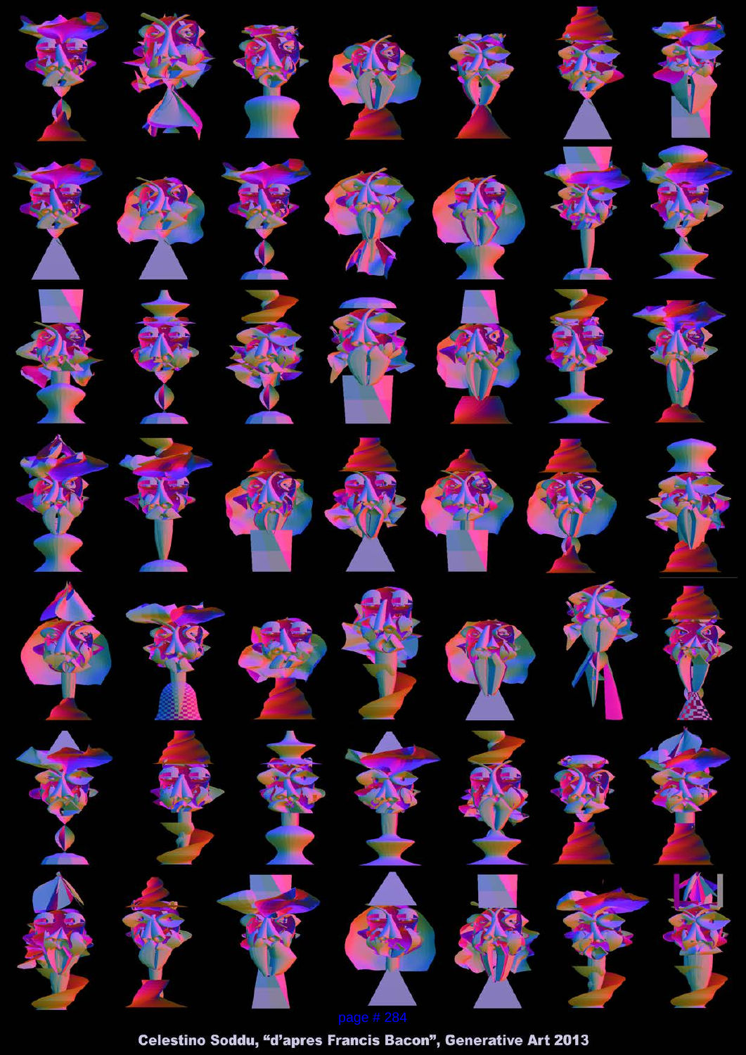Celestino Soddu, "d'apres Francis Bacon", Generative Art 2013